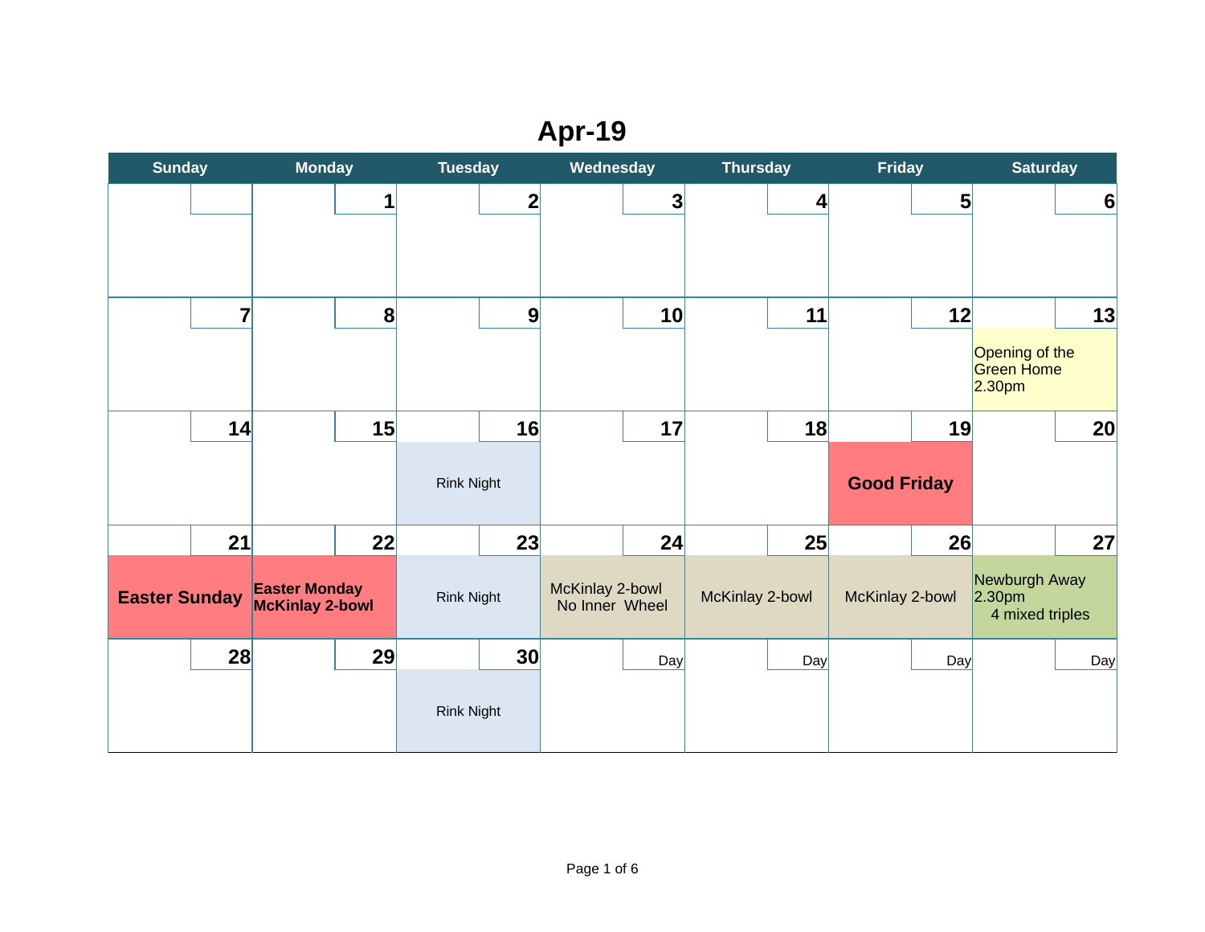# Apr-19

| Sunday | Monday | Tuesday | Wednesday | Thursday | Friday | Saturday |
|---|---|---|---|---|---|---|
| | 1 | 2 | 3 | 4 | 5 | 6 |
| 7 | 8 | 9 | 10 | 11 | 12 | 13<br>Opening of the Green Home 2.30pm |
| 14 | 15 | 16<br>Rink Night | 17 | 18 | 19<br>**Good Friday** | 20 |
| 21<br>**Easter Sunday** | 22<br>**Easter Monday McKinlay 2-bowl** | 23<br>Rink Night | 24<br>McKinlay 2-bowl No Inner Wheel | 25<br>McKinlay 2-bowl | 26<br>McKinlay 2-bowl | 27<br>Newburgh Away 2.30pm 4 mixed triples |
| 28 | 29 | 30<br>Rink Night | Day | Day | Day | Day |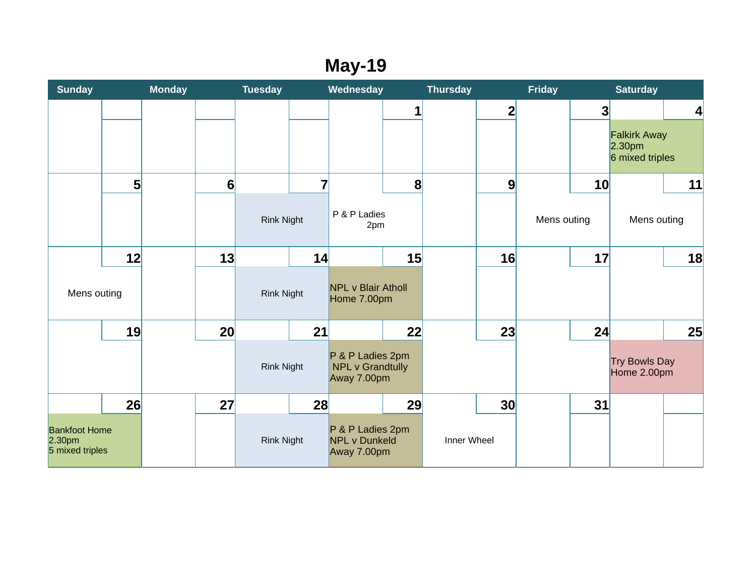# May-19

| Sunday | Monday | Tuesday | Wednesday | Thursday | Friday | Saturday |
|---|---|---|---|---|---|---|
| | | | 1 | 2 | 3 | 4<br>Falkirk Away<br>2.30pm<br>6 mixed triples |
| 5 | 6 | 7<br>Rink Night | 8<br>P & P Ladies<br>2pm | 9 | 10<br>Mens outing | 11<br>Mens outing |
| 12<br>Mens outing | 13 | 14<br>Rink Night | 15<br>NPL v Blair Atholl<br>Home 7.00pm | 16 | 17 | 18 |
| 19 | 20 | 21<br>Rink Night | 22<br>P & P Ladies 2pm<br>NPL v Grandtully<br>Away 7.00pm | 23 | 24 | 25<br>Try Bowls Day<br>Home 2.00pm |
| 26<br>Bankfoot Home<br>2.30pm<br>5 mixed triples | 27 | 28<br>Rink Night | 29<br>P & P Ladies 2pm<br>NPL v Dunkeld<br>Away 7.00pm | 30<br>Inner Wheel | 31 | |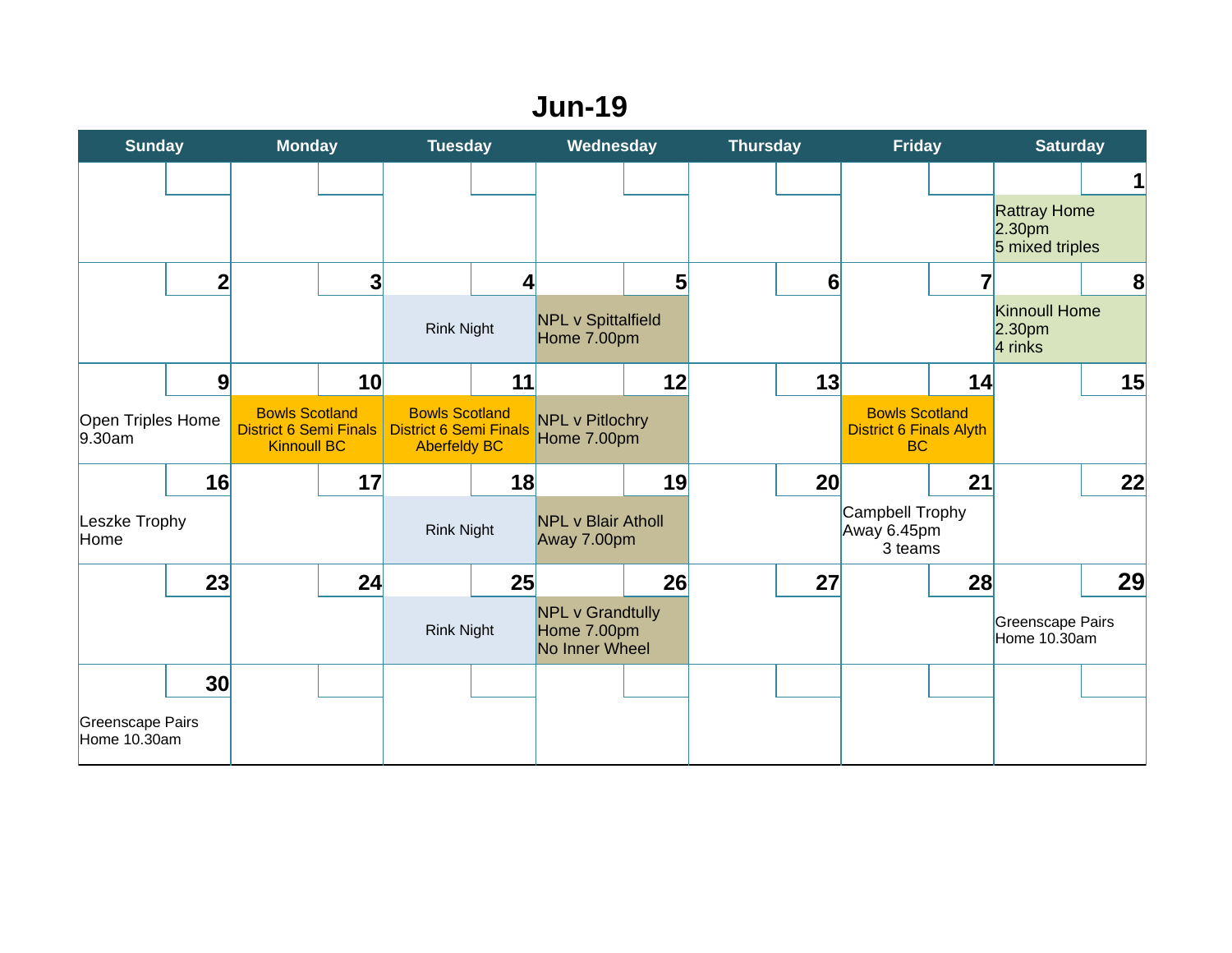# Jun-19

| Sunday | Monday | Tuesday | Wednesday | Thursday | Friday | Saturday |
|---|---|---|---|---|---|---|
| | | | | | | **1**<br>Rattray Home<br>2.30pm<br>5 mixed triples |
| **2** | **3** | **4**<br>Rink Night | **5**<br>NPL v Spittalfield<br>Home 7.00pm | **6** | **7** | **8**<br>Kinnoull Home<br>2.30pm<br>4 rinks |
| **9**<br>Open Triples Home<br>9.30am | **10**<br>Bowls Scotland<br>District 6 Semi Finals<br>Kinnoull BC | **11**<br>Bowls Scotland<br>District 6 Semi Finals<br>Aberfeldy BC | **12**<br>NPL v Pitlochry<br>Home 7.00pm | **13** | **14**<br>Bowls Scotland<br>District 6 Finals Alyth<br>BC | **15** |
| **16**<br>Leszke Trophy<br>Home | **17** | **18**<br>Rink Night | **19**<br>NPL v Blair Atholl<br>Away 7.00pm | **20** | **21**<br>Campbell Trophy<br>Away 6.45pm<br>3 teams | **22** |
| **23** | **24** | **25**<br>Rink Night | **26**<br>NPL v Grandtully<br>Home 7.00pm<br>No Inner Wheel | **27** | **28** | **29**<br>Greenscape Pairs<br>Home 10.30am |
| **30**<br>Greenscape Pairs<br>Home 10.30am | | | | | | |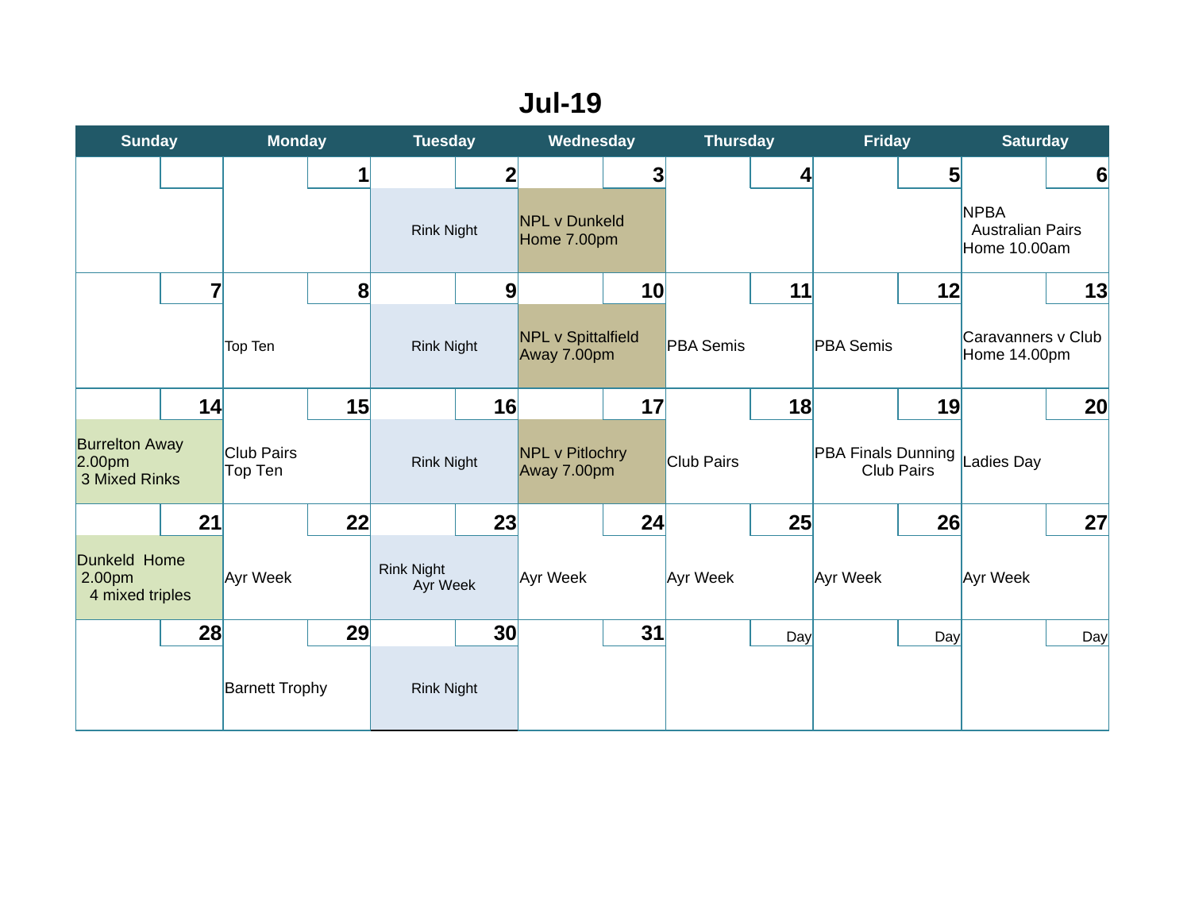# Jul-19

| Sunday | Monday | Tuesday | Wednesday | Thursday | Friday | Saturday |
|---|---|---|---|---|---|---|
| | 1 | 2 | 3 | 4 | 5 | 6 |
| | | Rink Night | NPL v Dunkeld Home 7.00pm | | | NPBA Australian Pairs Home 10.00am |
| 7 | 8 | 9 | 10 | 11 | 12 | 13 |
| | Top Ten | Rink Night | NPL v Spittalfield Away 7.00pm | PBA Semis | PBA Semis | Caravanners v Club Home 14.00pm |
| 14 | 15 | 16 | 17 | 18 | 19 | 20 |
| Burrelton Away 2.00pm 3 Mixed Rinks | Club Pairs Top Ten | Rink Night | NPL v Pitlochry Away 7.00pm | Club Pairs | PBA Finals Dunning Club Pairs | Ladies Day |
| 21 | 22 | 23 | 24 | 25 | 26 | 27 |
| Dunkeld Home 2.00pm 4 mixed triples | Ayr Week | Rink Night Ayr Week | Ayr Week | Ayr Week | Ayr Week | Ayr Week |
| 28 | 29 | 30 | 31 | Day | Day | Day |
| | Barnett Trophy | Rink Night | | | | |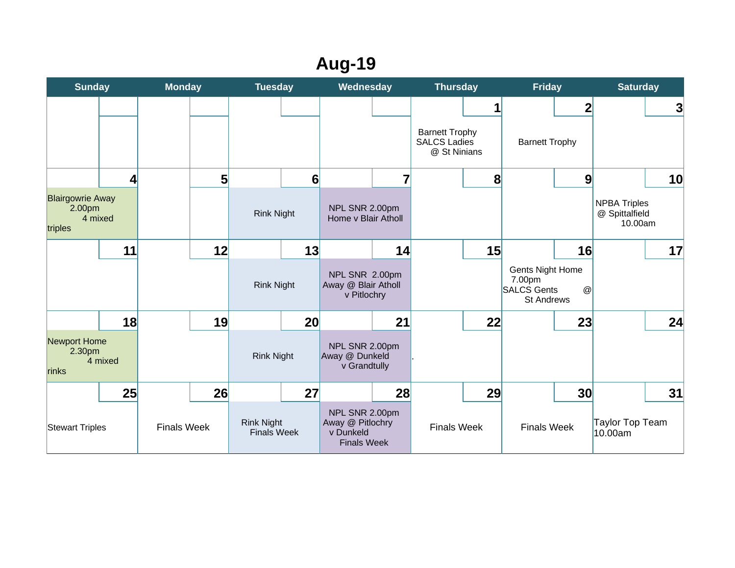# Aug-19

| Sunday | Monday | Tuesday | Wednesday | Thursday | Friday | Saturday |
| --- | --- | --- | --- | --- | --- | --- |
| | | | | 1<br>Barnett Trophy SALCS Ladies @ St Ninians | 2<br>Barnett Trophy | 3 |
| 4<br>Blairgowrie Away 2.00pm 4 mixed triples | 5 | 6<br>Rink Night | 7<br>NPL SNR 2.00pm Home v Blair Atholl | 8 | 9 | 10<br>NPBA Triples @ Spittalfield 10.00am |
| 11 | 12 | 13<br>Rink Night | 14<br>NPL SNR 2.00pm Away @ Blair Atholl v Pitlochry | 15 | 16<br>Gents Night Home 7.00pm SALCS Gents @ St Andrews | 17 |
| 18<br>Newport Home 2.30pm 4 mixed rinks | 19 | 20<br>Rink Night | 21<br>NPL SNR 2.00pm Away @ Dunkeld v Grandtully | 22<br>. | 23 | 24 |
| 25<br>Stewart Triples | 26<br>Finals Week | 27<br>Rink Night Finals Week | 28<br>NPL SNR 2.00pm Away @ Pitlochry v Dunkeld Finals Week | 29<br>Finals Week | 30<br>Finals Week | 31<br>Taylor Top Team 10.00am |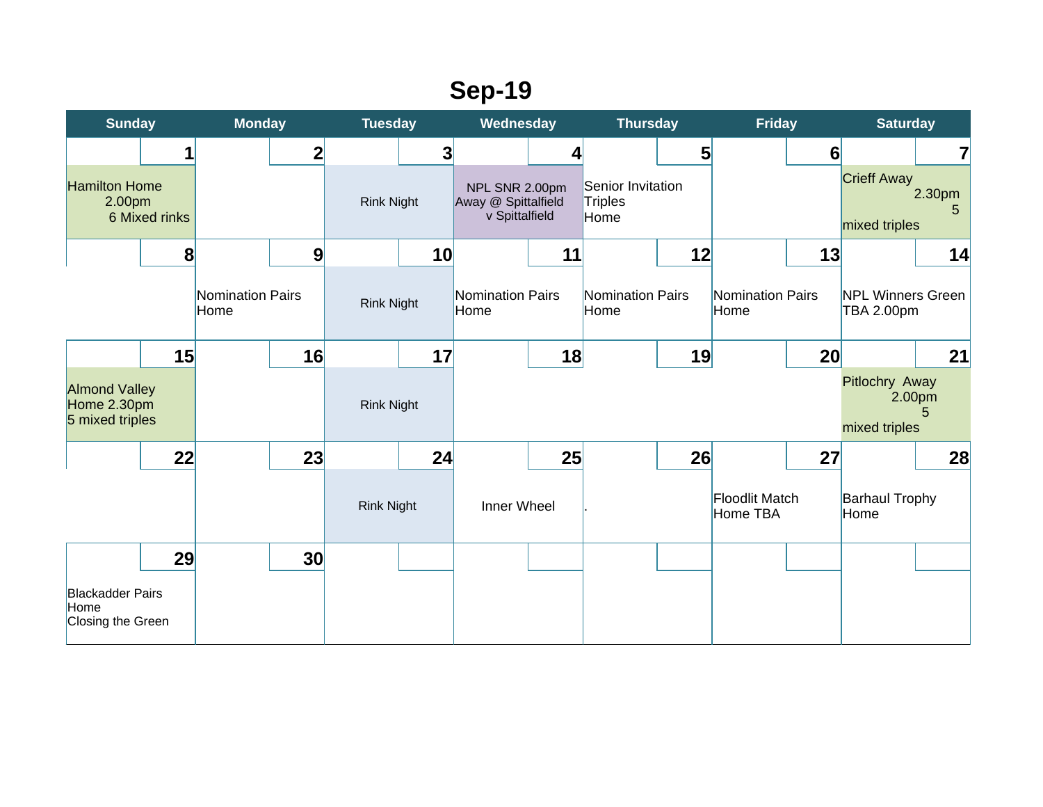# Sep-19

| Sunday | Monday | Tuesday | Wednesday | Thursday | Friday | Saturday |
|---|---|---|---|---|---|---|
| **1** Hamilton Home 2.00pm 6 Mixed rinks | **2** | **3** Rink Night | **4** NPL SNR 2.00pm Away @ Spittalfield v Spittalfield | **5** Senior Invitation Triples Home | **6** | **7** Crieff Away 2.30pm 5 mixed triples |
| **8** | **9** Nomination Pairs Home | **10** Rink Night | **11** Nomination Pairs Home | **12** Nomination Pairs Home | **13** Nomination Pairs Home | **14** NPL Winners Green TBA 2.00pm |
| **15** Almond Valley Home 2.30pm 5 mixed triples | **16** | **17** Rink Night | **18** | **19** | **20** | **21** Pitlochry Away 2.00pm 5 mixed triples |
| **22** | **23** | **24** Rink Night | **25** Inner Wheel | **26** . | **27** Floodlit Match Home TBA | **28** Barhaul Trophy Home |
| **29** Blackadder Pairs Home Closing the Green | **30** | | | | | |